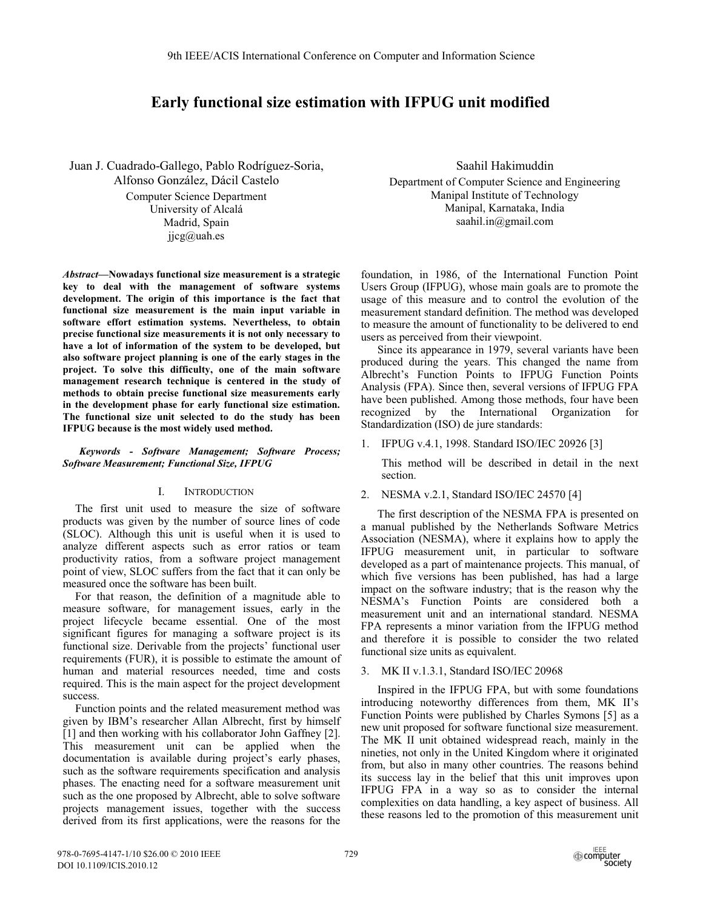# Early functional size estimation with IFPUG unit modified

Juan J. Cuadrado-Gallego, Pablo Rodríguez-Soria, Alfonso González, Dácil Castelo
Computer Science Department
University of Alcalá
Madrid, Spain
jjcg@uah.es

Saahil Hakimuddin
Department of Computer Science and Engineering
Manipal Institute of Technology
Manipal, Karnataka, India
saahil.in@gmail.com

***Abstract*—Nowadays functional size measurement is a strategic key to deal with the management of software systems development. The origin of this importance is the fact that functional size measurement is the main input variable in software effort estimation systems. Nevertheless, to obtain precise functional size measurements it is not only necessary to have a lot of information of the system to be developed, but also software project planning is one of the early stages in the project. To solve this difficulty, one of the main software management research technique is centered in the study of methods to obtain precise functional size measurements early in the development phase for early functional size estimation. The functional size unit selected to do the study has been IFPUG because is the most widely used method.**

***Keywords - Software Management; Software Process; Software Measurement; Functional Size, IFPUG***

## I. Introduction

The first unit used to measure the size of software products was given by the number of source lines of code (SLOC). Although this unit is useful when it is used to analyze different aspects such as error ratios or team productivity ratios, from a software project management point of view, SLOC suffers from the fact that it can only be measured once the software has been built.

For that reason, the definition of a magnitude able to measure software, for management issues, early in the project lifecycle became essential. One of the most significant figures for managing a software project is its functional size. Derivable from the projects' functional user requirements (FUR), it is possible to estimate the amount of human and material resources needed, time and costs required. This is the main aspect for the project development success.

Function points and the related measurement method was given by IBM's researcher Allan Albrecht, first by himself [1] and then working with his collaborator John Gaffney [2]. This measurement unit can be applied when the documentation is available during project's early phases, such as the software requirements specification and analysis phases. The enacting need for a software measurement unit such as the one proposed by Albrecht, able to solve software projects management issues, together with the success derived from its first applications, were the reasons for the foundation, in 1986, of the International Function Point Users Group (IFPUG), whose main goals are to promote the usage of this measure and to control the evolution of the measurement standard definition. The method was developed to measure the amount of functionality to be delivered to end users as perceived from their viewpoint.

Since its appearance in 1979, several variants have been produced during the years. This changed the name from Albrecht's Function Points to IFPUG Function Points Analysis (FPA). Since then, several versions of IFPUG FPA have been published. Among those methods, four have been recognized by the International Organization for Standardization (ISO) de jure standards:

1. IFPUG v.4.1, 1998. Standard ISO/IEC 20926 [3]

   This method will be described in detail in the next section.

2. NESMA v.2.1, Standard ISO/IEC 24570 [4]

   The first description of the NESMA FPA is presented on a manual published by the Netherlands Software Metrics Association (NESMA), where it explains how to apply the IFPUG measurement unit, in particular to software developed as a part of maintenance projects. This manual, of which five versions has been published, has had a large impact on the software industry; that is the reason why the NESMA's Function Points are considered both a measurement unit and an international standard. NESMA FPA represents a minor variation from the IFPUG method and therefore it is possible to consider the two related functional size units as equivalent.

3. MK II v.1.3.1, Standard ISO/IEC 20968

   Inspired in the IFPUG FPA, but with some foundations introducing noteworthy differences from them, MK II's Function Points were published by Charles Symons [5] as a new unit proposed for software functional size measurement. The MK II unit obtained widespread reach, mainly in the nineties, not only in the United Kingdom where it originated from, but also in many other countries. The reasons behind its success lay in the belief that this unit improves upon IFPUG FPA in a way so as to consider the internal complexities on data handling, a key aspect of business. All these reasons led to the promotion of this measurement unit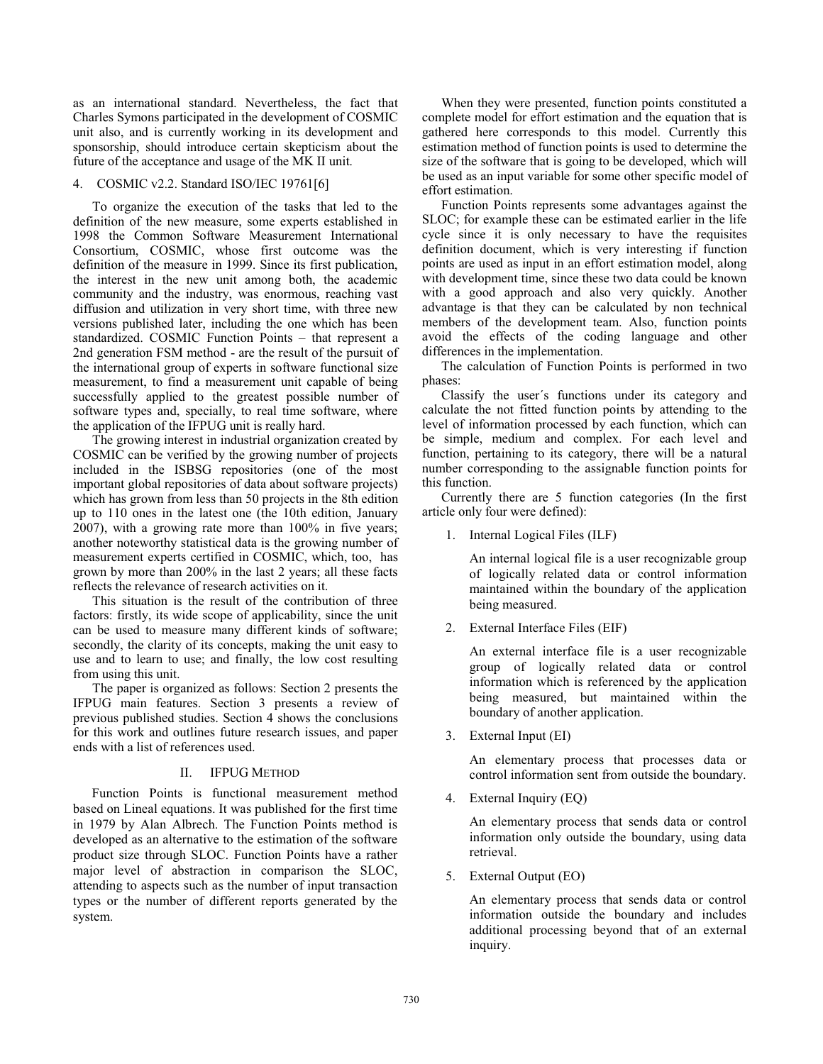as an international standard. Nevertheless, the fact that Charles Symons participated in the development of COSMIC unit also, and is currently working in its development and sponsorship, should introduce certain skepticism about the future of the acceptance and usage of the MK II unit.

4. COSMIC v2.2. Standard ISO/IEC 19761[6]

To organize the execution of the tasks that led to the definition of the new measure, some experts established in 1998 the Common Software Measurement International Consortium, COSMIC, whose first outcome was the definition of the measure in 1999. Since its first publication, the interest in the new unit among both, the academic community and the industry, was enormous, reaching vast diffusion and utilization in very short time, with three new versions published later, including the one which has been standardized. COSMIC Function Points – that represent a 2nd generation FSM method - are the result of the pursuit of the international group of experts in software functional size measurement, to find a measurement unit capable of being successfully applied to the greatest possible number of software types and, specially, to real time software, where the application of the IFPUG unit is really hard.

The growing interest in industrial organization created by COSMIC can be verified by the growing number of projects included in the ISBSG repositories (one of the most important global repositories of data about software projects) which has grown from less than 50 projects in the 8th edition up to 110 ones in the latest one (the 10th edition, January 2007), with a growing rate more than 100% in five years; another noteworthy statistical data is the growing number of measurement experts certified in COSMIC, which, too, has grown by more than 200% in the last 2 years; all these facts reflects the relevance of research activities on it.

This situation is the result of the contribution of three factors: firstly, its wide scope of applicability, since the unit can be used to measure many different kinds of software; secondly, the clarity of its concepts, making the unit easy to use and to learn to use; and finally, the low cost resulting from using this unit.

The paper is organized as follows: Section 2 presents the IFPUG main features. Section 3 presents a review of previous published studies. Section 4 shows the conclusions for this work and outlines future research issues, and paper ends with a list of references used.

## II. IFPUG Method

Function Points is functional measurement method based on Lineal equations. It was published for the first time in 1979 by Alan Albrech. The Function Points method is developed as an alternative to the estimation of the software product size through SLOC. Function Points have a rather major level of abstraction in comparison the SLOC, attending to aspects such as the number of input transaction types or the number of different reports generated by the system.

When they were presented, function points constituted a complete model for effort estimation and the equation that is gathered here corresponds to this model. Currently this estimation method of function points is used to determine the size of the software that is going to be developed, which will be used as an input variable for some other specific model of effort estimation.

Function Points represents some advantages against the SLOC; for example these can be estimated earlier in the life cycle since it is only necessary to have the requisites definition document, which is very interesting if function points are used as input in an effort estimation model, along with development time, since these two data could be known with a good approach and also very quickly. Another advantage is that they can be calculated by non technical members of the development team. Also, function points avoid the effects of the coding language and other differences in the implementation.

The calculation of Function Points is performed in two phases:

Classify the user´s functions under its category and calculate the not fitted function points by attending to the level of information processed by each function, which can be simple, medium and complex. For each level and function, pertaining to its category, there will be a natural number corresponding to the assignable function points for this function.

Currently there are 5 function categories (In the first article only four were defined):

1. Internal Logical Files (ILF)

   An internal logical file is a user recognizable group of logically related data or control information maintained within the boundary of the application being measured.

2. External Interface Files (EIF)

   An external interface file is a user recognizable group of logically related data or control information which is referenced by the application being measured, but maintained within the boundary of another application.

3. External Input (EI)

   An elementary process that processes data or control information sent from outside the boundary.

4. External Inquiry (EQ)

   An elementary process that sends data or control information only outside the boundary, using data retrieval.

5. External Output (EO)

   An elementary process that sends data or control information outside the boundary and includes additional processing beyond that of an external inquiry.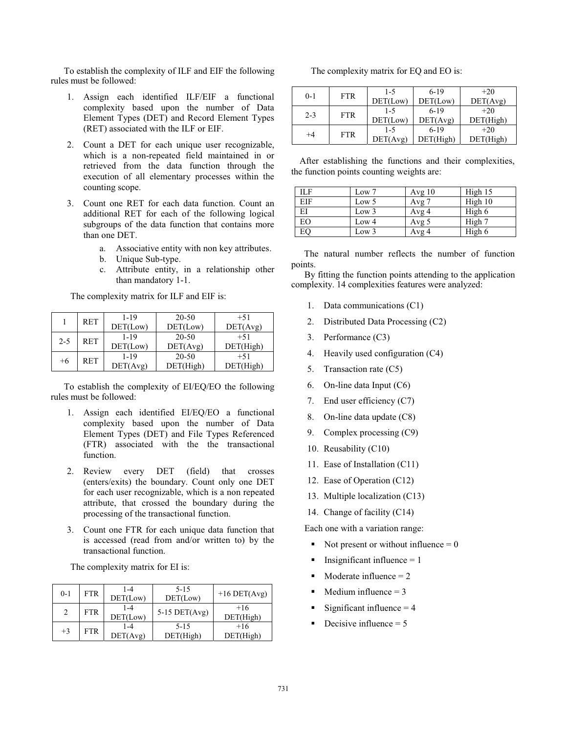To establish the complexity of ILF and EIF the following rules must be followed:

1. Assign each identified ILF/EIF a functional complexity based upon the number of Data Element Types (DET) and Record Element Types (RET) associated with the ILF or EIF.
2. Count a DET for each unique user recognizable, which is a non-repeated field maintained in or retrieved from the data function through the execution of all elementary processes within the counting scope.
3. Count one RET for each data function. Count an additional RET for each of the following logical subgroups of the data function that contains more than one DET.
   a. Associative entity with non key attributes.
   b. Unique Sub-type.
   c. Attribute entity, in a relationship other than mandatory 1-1.

The complexity matrix for ILF and EIF is:

| | | | | |
|---|---|---|---|---|
| 1 | RET | 1-19 DET(Low) | 20-50 DET(Low) | +51 DET(Avg) |
| 2-5 | RET | 1-19 DET(Low) | 20-50 DET(Avg) | +51 DET(High) |
| +6 | RET | 1-19 DET(Avg) | 20-50 DET(High) | +51 DET(High) |

To establish the complexity of EI/EQ/EO the following rules must be followed:

1. Assign each identified EI/EQ/EO a functional complexity based upon the number of Data Element Types (DET) and File Types Referenced (FTR) associated with the the transactional function.
2. Review every DET (field) that crosses (enters/exits) the boundary. Count only one DET for each user recognizable, which is a non repeated attribute, that crossed the boundary during the processing of the transactional function.
3. Count one FTR for each unique data function that is accessed (read from and/or written to) by the transactional function.

The complexity matrix for EI is:

| | | | | |
|---|---|---|---|---|
| 0-1 | FTR | 1-4 DET(Low) | 5-15 DET(Low) | +16 DET(Avg) |
| 2 | FTR | 1-4 DET(Low) | 5-15 DET(Avg) | +16 DET(High) |
| +3 | FTR | 1-4 DET(Avg) | 5-15 DET(High) | +16 DET(High) |

The complexity matrix for EQ and EO is:

| | | | | |
|---|---|---|---|---|
| 0-1 | FTR | 1-5 DET(Low) | 6-19 DET(Low) | +20 DET(Avg) |
| 2-3 | FTR | 1-5 DET(Low) | 6-19 DET(Avg) | +20 DET(High) |
| +4 | FTR | 1-5 DET(Avg) | 6-19 DET(High) | +20 DET(High) |

After establishing the functions and their complexities, the function points counting weights are:

| | | | |
|---|---|---|---|
| ILF | Low 7 | Avg 10 | High 15 |
| EIF | Low 5 | Avg 7 | High 10 |
| EI | Low 3 | Avg 4 | High 6 |
| EO | Low 4 | Avg 5 | High 7 |
| EQ | Low 3 | Avg 4 | High 6 |

The natural number reflects the number of function points.

By fitting the function points attending to the application complexity. 14 complexities features were analyzed:

1. Data communications (C1)
2. Distributed Data Processing (C2)
3. Performance (C3)
4. Heavily used configuration (C4)
5. Transaction rate (C5)
6. On-line data Input (C6)
7. End user efficiency (C7)
8. On-line data update (C8)
9. Complex processing (C9)
10. Reusability (C10)
11. Ease of Installation (C11)
12. Ease of Operation (C12)
13. Multiple localization (C13)
14. Change of facility (C14)

Each one with a variation range:

- Not present or without influence = 0
- Insignificant influence = 1
- Moderate influence = 2
- Medium influence = 3
- Significant influence = 4
- Decisive influence = 5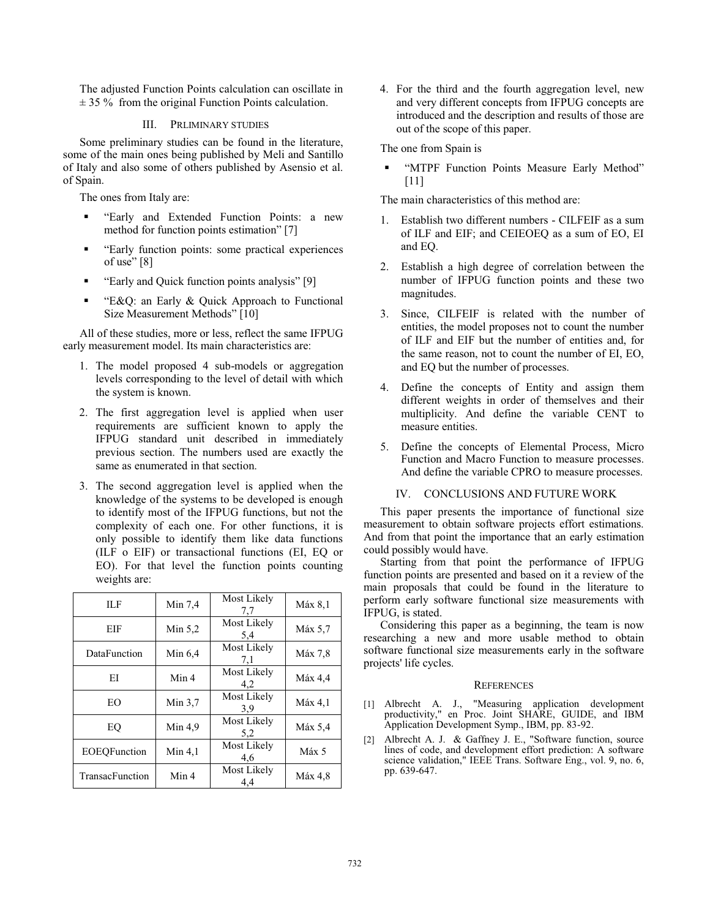The adjusted Function Points calculation can oscillate in ± 35 % from the original Function Points calculation.

## III. PRLIMINARY STUDIES

Some preliminary studies can be found in the literature, some of the main ones being published by Meli and Santillo of Italy and also some of others published by Asensio et al. of Spain.

The ones from Italy are:

- "Early and Extended Function Points: a new method for function points estimation" [7]
- "Early function points: some practical experiences of use" [8]
- "Early and Quick function points analysis" [9]
- "E&Q: an Early & Quick Approach to Functional Size Measurement Methods" [10]

All of these studies, more or less, reflect the same IFPUG early measurement model. Its main characteristics are:

1. The model proposed 4 sub-models or aggregation levels corresponding to the level of detail with which the system is known.
2. The first aggregation level is applied when user requirements are sufficient known to apply the IFPUG standard unit described in immediately previous section. The numbers used are exactly the same as enumerated in that section.
3. The second aggregation level is applied when the knowledge of the systems to be developed is enough to identify most of the IFPUG functions, but not the complexity of each one. For other functions, it is only possible to identify them like data functions (ILF o EIF) or transactional functions (EI, EQ or EO). For that level the function points counting weights are:

| | | | |
|---|---|---|---|
| ILF | Min 7,4 | Most Likely 7,7 | Máx 8,1 |
| EIF | Min 5,2 | Most Likely 5,4 | Máx 5,7 |
| DataFunction | Min 6,4 | Most Likely 7,1 | Máx 7,8 |
| EI | Min 4 | Most Likely 4,2 | Máx 4,4 |
| EO | Min 3,7 | Most Likely 3,9 | Máx 4,1 |
| EQ | Min 4,9 | Most Likely 5,2 | Máx 5,4 |
| EOEQFunction | Min 4,1 | Most Likely 4,6 | Máx 5 |
| TransacFunction | Min 4 | Most Likely 4,4 | Máx 4,8 |

4. For the third and the fourth aggregation level, new and very different concepts from IFPUG concepts are introduced and the description and results of those are out of the scope of this paper.

The one from Spain is

- "MTPF Function Points Measure Early Method" [11]

The main characteristics of this method are:

1. Establish two different numbers - CILFEIF as a sum of ILF and EIF; and CEIEOEQ as a sum of EO, EI and EQ.
2. Establish a high degree of correlation between the number of IFPUG function points and these two magnitudes.
3. Since, CILFEIF is related with the number of entities, the model proposes not to count the number of ILF and EIF but the number of entities and, for the same reason, not to count the number of EI, EO, and EQ but the number of processes.
4. Define the concepts of Entity and assign them different weights in order of themselves and their multiplicity. And define the variable CENT to measure entities.
5. Define the concepts of Elemental Process, Micro Function and Macro Function to measure processes. And define the variable CPRO to measure processes.

## IV. CONCLUSIONS AND FUTURE WORK

This paper presents the importance of functional size measurement to obtain software projects effort estimations. And from that point the importance that an early estimation could possibly would have.

Starting from that point the performance of IFPUG function points are presented and based on it a review of the main proposals that could be found in the literature to perform early software functional size measurements with IFPUG, is stated.

Considering this paper as a beginning, the team is now researching a new and more usable method to obtain software functional size measurements early in the software projects' life cycles.

## REFERENCES

[1] Albrecht A. J., "Measuring application development productivity," en Proc. Joint SHARE, GUIDE, and IBM Application Development Symp., IBM, pp. 83-92.

[2] Albrecht A. J. & Gaffney J. E., "Software function, source lines of code, and development effort prediction: A software science validation," IEEE Trans. Software Eng., vol. 9, no. 6, pp. 639-647.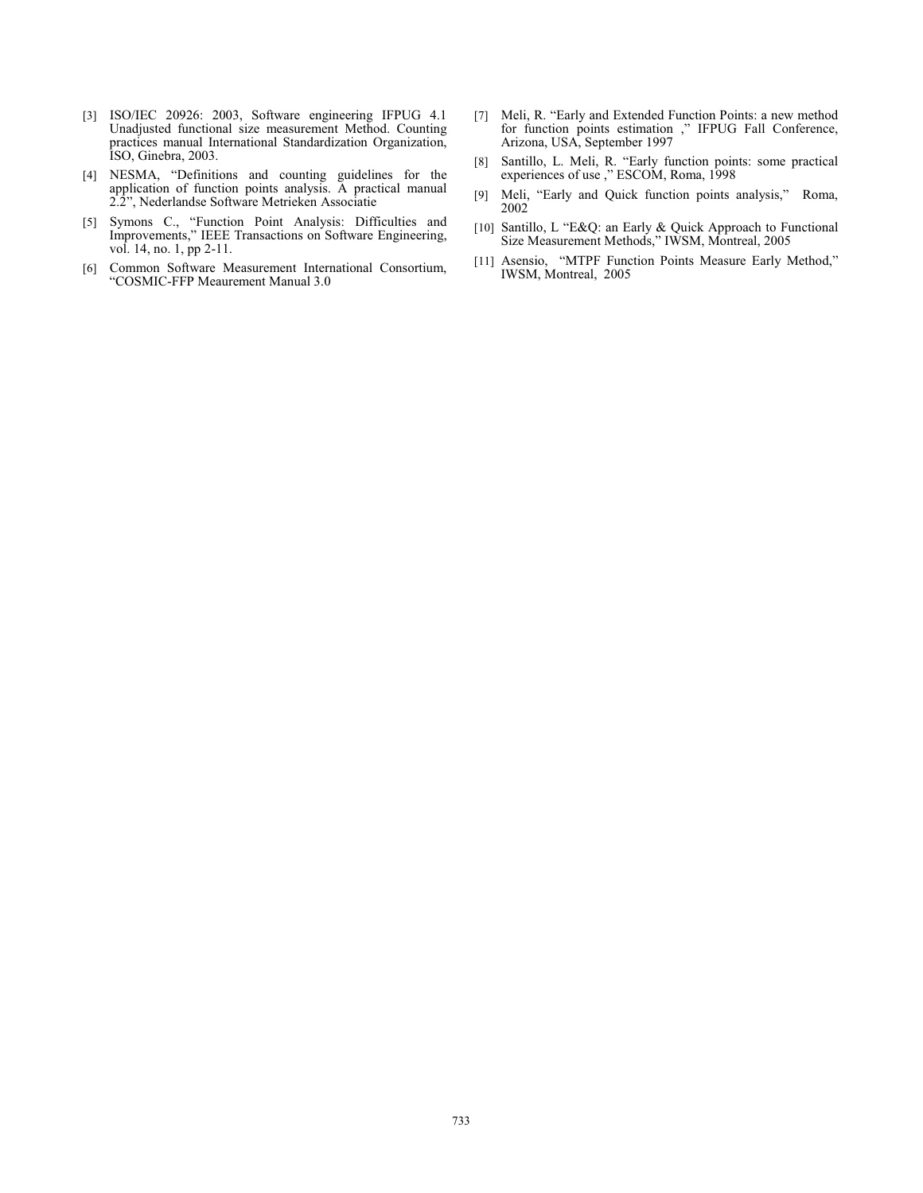[3] ISO/IEC 20926: 2003, Software engineering IFPUG 4.1 Unadjusted functional size measurement Method. Counting practices manual International Standardization Organization, ISO, Ginebra, 2003.

[4] NESMA, "Definitions and counting guidelines for the application of function points analysis. A practical manual 2.2", Nederlandse Software Metrieken Associatie

[5] Symons C., "Function Point Analysis: Difficulties and Improvements," IEEE Transactions on Software Engineering, vol. 14, no. 1, pp 2-11.

[6] Common Software Measurement International Consortium, "COSMIC-FFP Meaurement Manual 3.0

[7] Meli, R. "Early and Extended Function Points: a new method for function points estimation ," IFPUG Fall Conference, Arizona, USA, September 1997

[8] Santillo, L. Meli, R. "Early function points: some practical experiences of use ," ESCOM, Roma, 1998

[9] Meli, "Early and Quick function points analysis," Roma, 2002

[10] Santillo, L "E&Q: an Early & Quick Approach to Functional Size Measurement Methods," IWSM, Montreal, 2005

[11] Asensio, "MTPF Function Points Measure Early Method," IWSM, Montreal, 2005